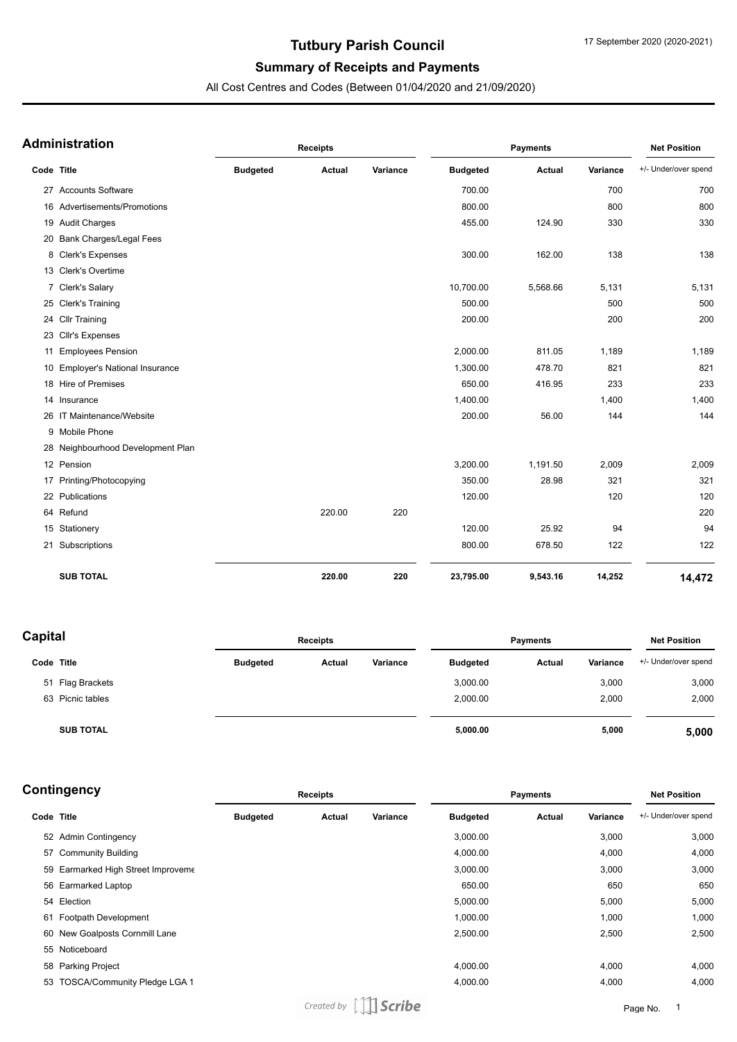# Tutbury Parish Council

## Summary of Receipts and Payments

All Cost Centres and Codes (Between 01/04/2020 and 21/09/2020)

17 September 2020 (2020-2021)

### Administration

| | | Receipts | | | Payments | | | Net Position |
|---|---|---|---|---|---|---|---|---|
| Code | Title | Budgeted | Actual | Variance | Budgeted | Actual | Variance | +/- Under/over spend |
| 27 | Accounts Software | | | | 700.00 | | 700 | 700 |
| 16 | Advertisements/Promotions | | | | 800.00 | | 800 | 800 |
| 19 | Audit Charges | | | | 455.00 | 124.90 | 330 | 330 |
| 20 | Bank Charges/Legal Fees | | | | | | | |
| 8 | Clerk's Expenses | | | | 300.00 | 162.00 | 138 | 138 |
| 13 | Clerk's Overtime | | | | | | | |
| 7 | Clerk's Salary | | | | 10,700.00 | 5,568.66 | 5,131 | 5,131 |
| 25 | Clerk's Training | | | | 500.00 | | 500 | 500 |
| 24 | Cllr Training | | | | 200.00 | | 200 | 200 |
| 23 | Cllr's Expenses | | | | | | | |
| 11 | Employees Pension | | | | 2,000.00 | 811.05 | 1,189 | 1,189 |
| 10 | Employer's National Insurance | | | | 1,300.00 | 478.70 | 821 | 821 |
| 18 | Hire of Premises | | | | 650.00 | 416.95 | 233 | 233 |
| 14 | Insurance | | | | 1,400.00 | | 1,400 | 1,400 |
| 26 | IT Maintenance/Website | | | | 200.00 | 56.00 | 144 | 144 |
| 9 | Mobile Phone | | | | | | | |
| 28 | Neighbourhood Development Plan | | | | | | | |
| 12 | Pension | | | | 3,200.00 | 1,191.50 | 2,009 | 2,009 |
| 17 | Printing/Photocopying | | | | 350.00 | 28.98 | 321 | 321 |
| 22 | Publications | | | | 120.00 | | 120 | 120 |
| 64 | Refund | | 220.00 | 220 | | | | 220 |
| 15 | Stationery | | | | 120.00 | 25.92 | 94 | 94 |
| 21 | Subscriptions | | | | 800.00 | 678.50 | 122 | 122 |
| | **SUB TOTAL** | | **220.00** | **220** | **23,795.00** | **9,543.16** | **14,252** | **14,472** |

### Capital

| | | Receipts | | | Payments | | | Net Position |
|---|---|---|---|---|---|---|---|---|
| Code | Title | Budgeted | Actual | Variance | Budgeted | Actual | Variance | +/- Under/over spend |
| 51 | Flag Brackets | | | | 3,000.00 | | 3,000 | 3,000 |
| 63 | Picnic tables | | | | 2,000.00 | | 2,000 | 2,000 |
| | **SUB TOTAL** | | | | **5,000.00** | | **5,000** | **5,000** |

### Contingency

| | | Receipts | | | Payments | | | Net Position |
|---|---|---|---|---|---|---|---|---|
| Code | Title | Budgeted | Actual | Variance | Budgeted | Actual | Variance | +/- Under/over spend |
| 52 | Admin Contingency | | | | 3,000.00 | | 3,000 | 3,000 |
| 57 | Community Building | | | | 4,000.00 | | 4,000 | 4,000 |
| 59 | Earmarked High Street Improveme | | | | 3,000.00 | | 3,000 | 3,000 |
| 56 | Earmarked Laptop | | | | 650.00 | | 650 | 650 |
| 54 | Election | | | | 5,000.00 | | 5,000 | 5,000 |
| 61 | Footpath Development | | | | 1,000.00 | | 1,000 | 1,000 |
| 60 | New Goalposts Cornmill Lane | | | | 2,500.00 | | 2,500 | 2,500 |
| 55 | Noticeboard | | | | | | | |
| 58 | Parking Project | | | | 4,000.00 | | 4,000 | 4,000 |
| 53 | TOSCA/Community Pledge LGA 1 | | | | 4,000.00 | | 4,000 | 4,000 |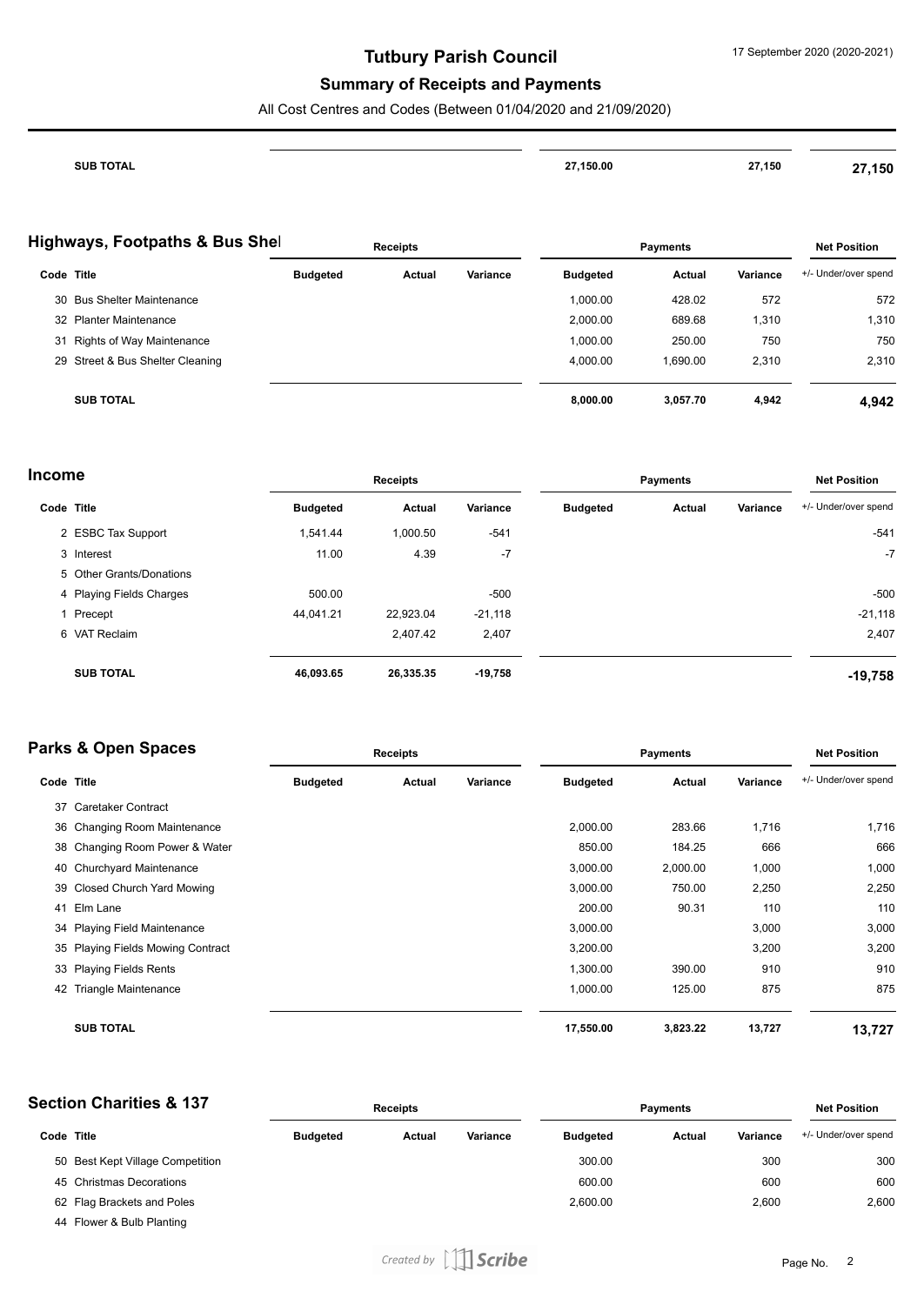# Tutbury Parish Council

## Summary of Receipts and Payments

All Cost Centres and Codes (Between 01/04/2020 and 21/09/2020)

| | | | | | | | | |
|---|---|---|---|---|---|---|---|---|
| **SUB TOTAL** | | | | | **27,150.00** | **27,150** | | **27,150** |

## Highways, Footpaths & Bus Shel

| Code | Title | Receipts Budgeted | Receipts Actual | Receipts Variance | Payments Budgeted | Payments Actual | Payments Variance | Net Position +/- Under/over spend |
|---|---|---|---|---|---|---|---|---|
| 30 | Bus Shelter Maintenance | | | | 1,000.00 | 428.02 | 572 | 572 |
| 32 | Planter Maintenance | | | | 2,000.00 | 689.68 | 1,310 | 1,310 |
| 31 | Rights of Way Maintenance | | | | 1,000.00 | 250.00 | 750 | 750 |
| 29 | Street & Bus Shelter Cleaning | | | | 4,000.00 | 1,690.00 | 2,310 | 2,310 |
| | **SUB TOTAL** | | | | **8,000.00** | **3,057.70** | **4,942** | **4,942** |

## Income

| Code | Title | Receipts Budgeted | Receipts Actual | Receipts Variance | Payments Budgeted | Payments Actual | Payments Variance | Net Position +/- Under/over spend |
|---|---|---|---|---|---|---|---|---|
| 2 | ESBC Tax Support | 1,541.44 | 1,000.50 | -541 | | | | -541 |
| 3 | Interest | 11.00 | 4.39 | -7 | | | | -7 |
| 5 | Other Grants/Donations | | | | | | | |
| 4 | Playing Fields Charges | 500.00 | | -500 | | | | -500 |
| 1 | Precept | 44,041.21 | 22,923.04 | -21,118 | | | | -21,118 |
| 6 | VAT Reclaim | | 2,407.42 | 2,407 | | | | 2,407 |
| | **SUB TOTAL** | **46,093.65** | **26,335.35** | **-19,758** | | | | **-19,758** |

## Parks & Open Spaces

| Code | Title | Receipts Budgeted | Receipts Actual | Receipts Variance | Payments Budgeted | Payments Actual | Payments Variance | Net Position +/- Under/over spend |
|---|---|---|---|---|---|---|---|---|
| 37 | Caretaker Contract | | | | | | | |
| 36 | Changing Room Maintenance | | | | 2,000.00 | 283.66 | 1,716 | 1,716 |
| 38 | Changing Room Power & Water | | | | 850.00 | 184.25 | 666 | 666 |
| 40 | Churchyard Maintenance | | | | 3,000.00 | 2,000.00 | 1,000 | 1,000 |
| 39 | Closed Church Yard Mowing | | | | 3,000.00 | 750.00 | 2,250 | 2,250 |
| 41 | Elm Lane | | | | 200.00 | 90.31 | 110 | 110 |
| 34 | Playing Field Maintenance | | | | 3,000.00 | | 3,000 | 3,000 |
| 35 | Playing Fields Mowing Contract | | | | 3,200.00 | | 3,200 | 3,200 |
| 33 | Playing Fields Rents | | | | 1,300.00 | 390.00 | 910 | 910 |
| 42 | Triangle Maintenance | | | | 1,000.00 | 125.00 | 875 | 875 |
| | **SUB TOTAL** | | | | **17,550.00** | **3,823.22** | **13,727** | **13,727** |

## Section Charities & 137

| Code | Title | Receipts Budgeted | Receipts Actual | Receipts Variance | Payments Budgeted | Payments Actual | Payments Variance | Net Position +/- Under/over spend |
|---|---|---|---|---|---|---|---|---|
| 50 | Best Kept Village Competition | | | | 300.00 | | 300 | 300 |
| 45 | Christmas Decorations | | | | 600.00 | | 600 | 600 |
| 62 | Flag Brackets and Poles | | | | 2,600.00 | | 2,600 | 2,600 |
| 44 | Flower & Bulb Planting | | | | | | | |

Created by Scribe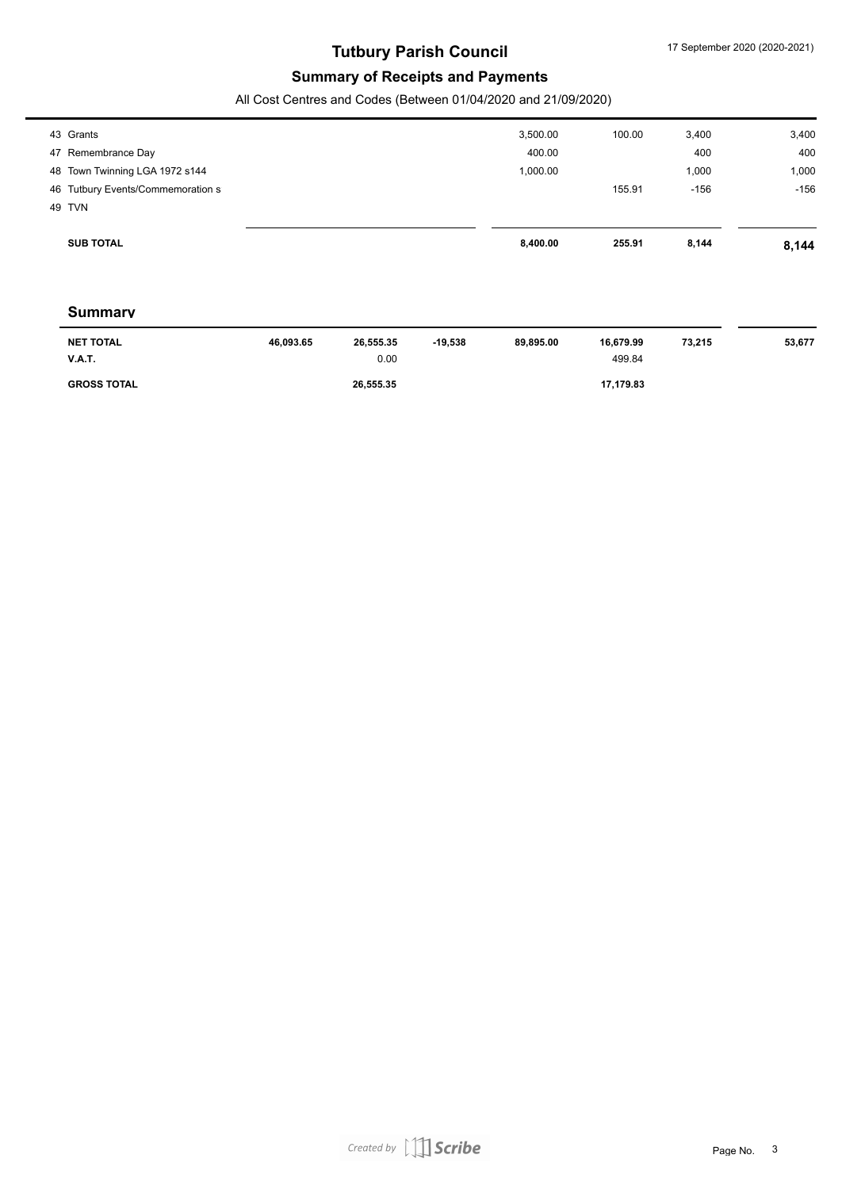# Tutbury Parish Council

## Summary of Receipts and Payments

All Cost Centres and Codes (Between 01/04/2020 and 21/09/2020)

| | | | | | | | |
|---|---|---|---|---|---|---|---|
| 43 Grants | | | | 3,500.00 | 100.00 | 3,400 | 3,400 |
| 47 Remembrance Day | | | | 400.00 | | 400 | 400 |
| 48 Town Twinning LGA 1972 s144 | | | | 1,000.00 | | 1,000 | 1,000 |
| 46 Tutbury Events/Commemoration s | | | | | 155.91 | -156 | -156 |
| 49 TVN | | | | | | | |
| **SUB TOTAL** | | | | **8,400.00** | **255.91** | **8,144** | **8,144** |

### Summary

| | | | | | | | |
|---|---|---|---|---|---|---|---|
| **NET TOTAL** | **46,093.65** | **26,555.35** | **-19,538** | **89,895.00** | **16,679.99** | **73,215** | **53,677** |
| **V.A.T.** | | 0.00 | | | 499.84 | | |
| **GROSS TOTAL** | | **26,555.35** | | | **17,179.83** | | |

Created by Scribe